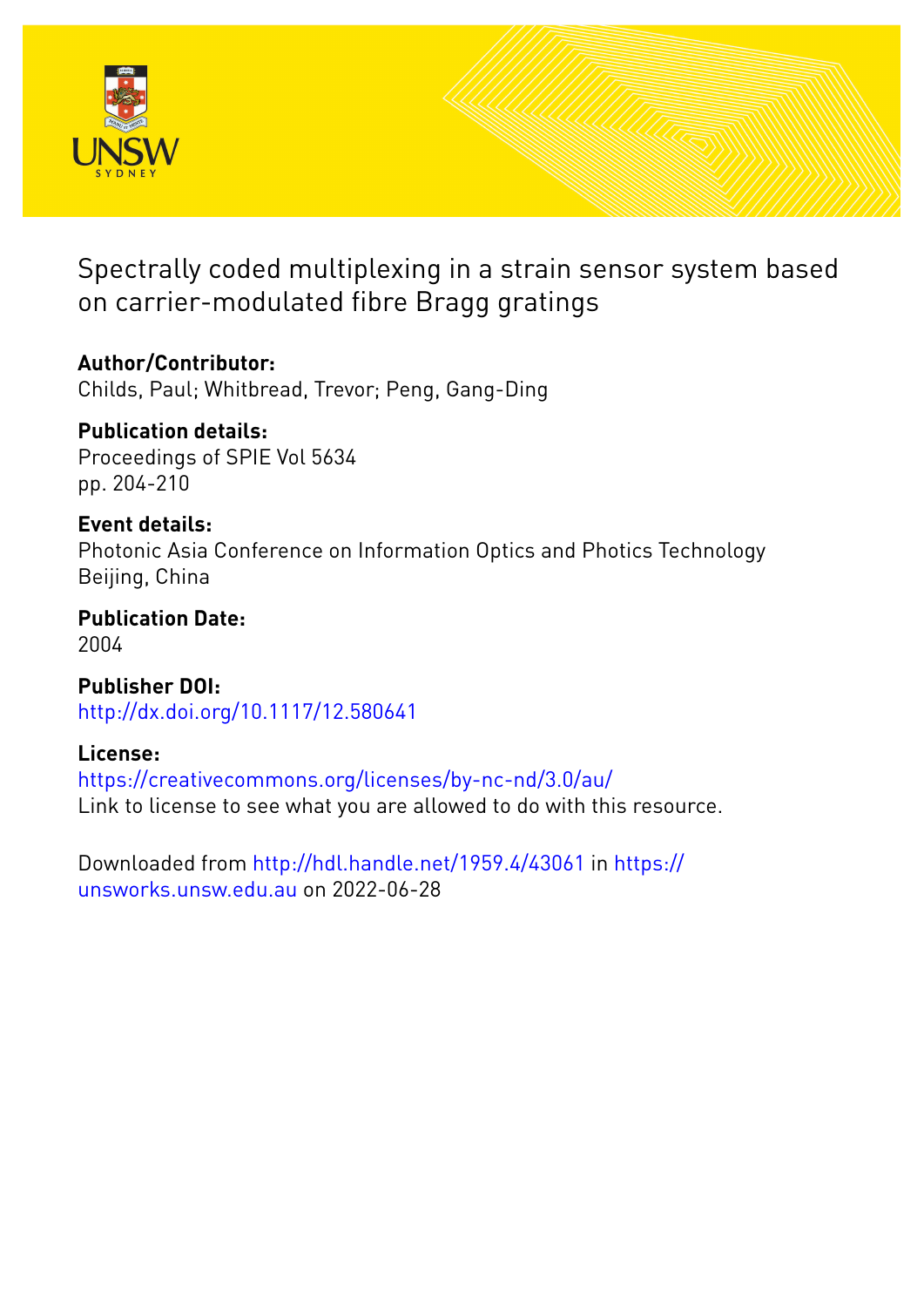# Spectrally coded multiplexing in a strain sensor system based on carrier-modulated fibre Bragg gratings

**Author/Contributor:**
Childs, Paul; Whitbread, Trevor; Peng, Gang-Ding

**Publication details:**
Proceedings of SPIE Vol 5634
pp. 204-210

**Event details:**
Photonic Asia Conference on Information Optics and Photics Technology
Beijing, China

**Publication Date:**
2004

**Publisher DOI:**
http://dx.doi.org/10.1117/12.580641

**License:**
https://creativecommons.org/licenses/by-nc-nd/3.0/au/
Link to license to see what you are allowed to do with this resource.

Downloaded from http://hdl.handle.net/1959.4/43061 in https://unsworks.unsw.edu.au on 2022-06-28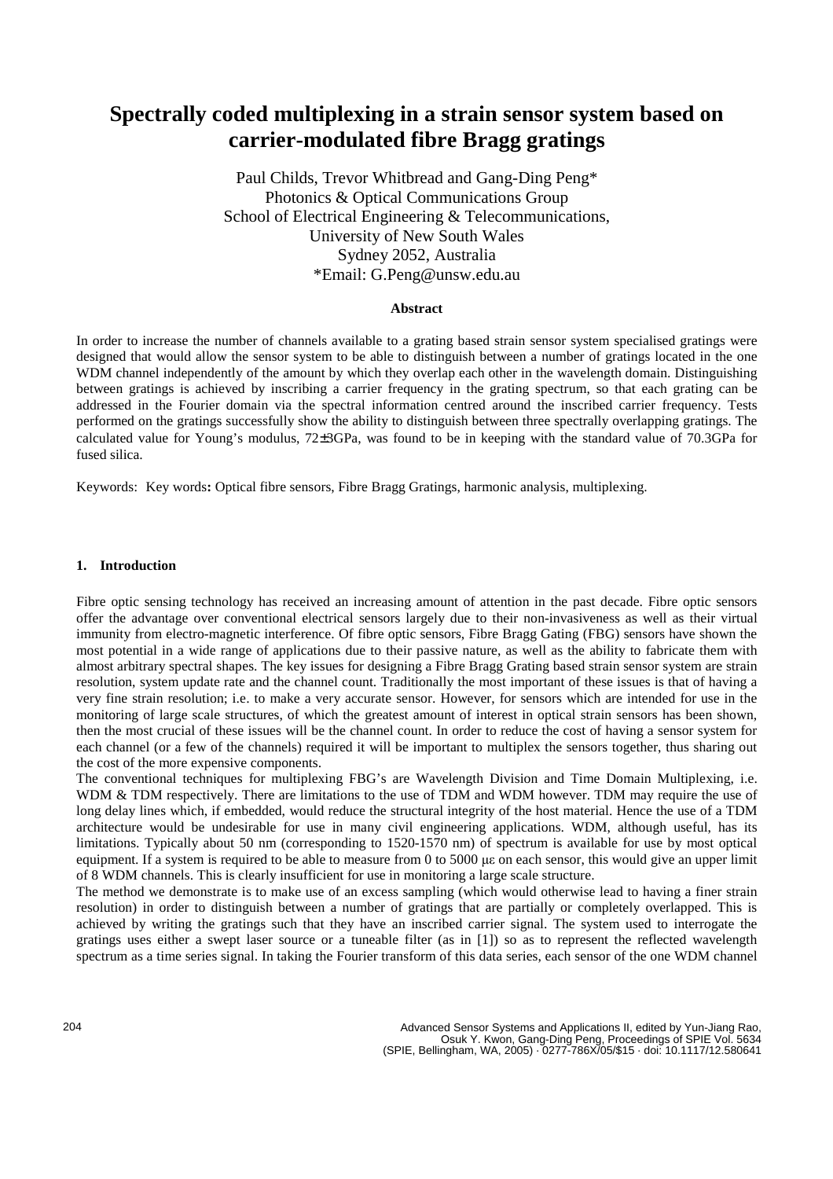# Spectrally coded multiplexing in a strain sensor system based on carrier-modulated fibre Bragg gratings

Paul Childs, Trevor Whitbread and Gang-Ding Peng*
Photonics & Optical Communications Group
School of Electrical Engineering & Telecommunications,
University of New South Wales
Sydney 2052, Australia
*Email: G.Peng@unsw.edu.au

**Abstract**

In order to increase the number of channels available to a grating based strain sensor system specialised gratings were designed that would allow the sensor system to be able to distinguish between a number of gratings located in the one WDM channel independently of the amount by which they overlap each other in the wavelength domain. Distinguishing between gratings is achieved by inscribing a carrier frequency in the grating spectrum, so that each grating can be addressed in the Fourier domain via the spectral information centred around the inscribed carrier frequency. Tests performed on the gratings successfully show the ability to distinguish between three spectrally overlapping gratings. The calculated value for Young's modulus, 72±3GPa, was found to be in keeping with the standard value of 70.3GPa for fused silica.

Keywords: Key words**:** Optical fibre sensors, Fibre Bragg Gratings, harmonic analysis, multiplexing.

## 1. Introduction

Fibre optic sensing technology has received an increasing amount of attention in the past decade. Fibre optic sensors offer the advantage over conventional electrical sensors largely due to their non-invasiveness as well as their virtual immunity from electro-magnetic interference. Of fibre optic sensors, Fibre Bragg Gating (FBG) sensors have shown the most potential in a wide range of applications due to their passive nature, as well as the ability to fabricate them with almost arbitrary spectral shapes. The key issues for designing a Fibre Bragg Grating based strain sensor system are strain resolution, system update rate and the channel count. Traditionally the most important of these issues is that of having a very fine strain resolution; i.e. to make a very accurate sensor. However, for sensors which are intended for use in the monitoring of large scale structures, of which the greatest amount of interest in optical strain sensors has been shown, then the most crucial of these issues will be the channel count. In order to reduce the cost of having a sensor system for each channel (or a few of the channels) required it will be important to multiplex the sensors together, thus sharing out the cost of the more expensive components.

The conventional techniques for multiplexing FBG's are Wavelength Division and Time Domain Multiplexing, i.e. WDM & TDM respectively. There are limitations to the use of TDM and WDM however. TDM may require the use of long delay lines which, if embedded, would reduce the structural integrity of the host material. Hence the use of a TDM architecture would be undesirable for use in many civil engineering applications. WDM, although useful, has its limitations. Typically about 50 nm (corresponding to 1520-1570 nm) of spectrum is available for use by most optical equipment. If a system is required to be able to measure from 0 to 5000 $\mu\varepsilon$ on each sensor, this would give an upper limit of 8 WDM channels. This is clearly insufficient for use in monitoring a large scale structure.

The method we demonstrate is to make use of an excess sampling (which would otherwise lead to having a finer strain resolution) in order to distinguish between a number of gratings that are partially or completely overlapped. This is achieved by writing the gratings such that they have an inscribed carrier signal. The system used to interrogate the gratings uses either a swept laser source or a tuneable filter (as in [1]) so as to represent the reflected wavelength spectrum as a time series signal. In taking the Fourier transform of this data series, each sensor of the one WDM channel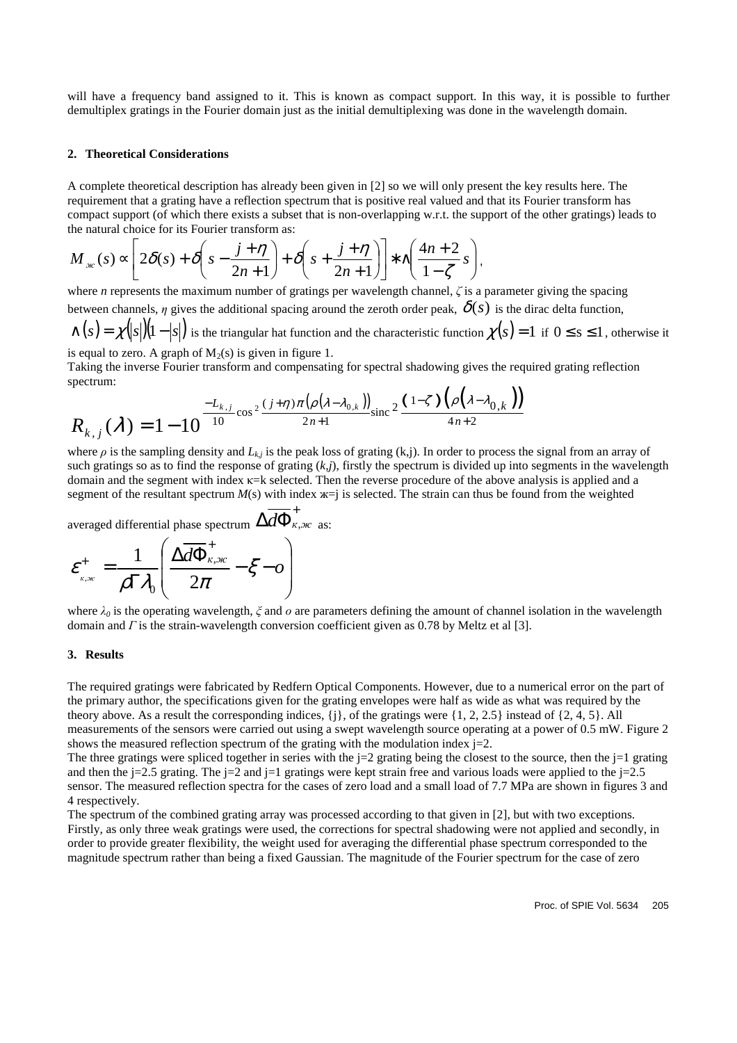will have a frequency band assigned to it. This is known as compact support. In this way, it is possible to further demultiplex gratings in the Fourier domain just as the initial demultiplexing was done in the wavelength domain.

## 2. Theoretical Considerations

A complete theoretical description has already been given in [2] so we will only present the key results here. The requirement that a grating have a reflection spectrum that is positive real valued and that its Fourier transform has compact support (of which there exists a subset that is non-overlapping w.r.t. the support of the other gratings) leads to the natural choice for its Fourier transform as:

$$M_{ж}(s) \propto \left[ 2\delta(s) + \delta\left(s - \frac{j+\eta}{2n+1}\right) + \delta\left(s + \frac{j+\eta}{2n+1}\right) \right] * \wedge\left(\frac{4n+2}{1-\zeta}s\right),$$

where $n$ represents the maximum number of gratings per wavelength channel, $\zeta$ is a parameter giving the spacing between channels, $\eta$ gives the additional spacing around the zeroth order peak, $\delta(s)$ is the dirac delta function, $\wedge(s) = \chi(|s|)(1-|s|)$ is the triangular hat function and the characteristic function $\chi(s) = 1$ if $0 \leq s \leq 1$, otherwise it is equal to zero. A graph of $M_2(s)$ is given in figure 1.

Taking the inverse Fourier transform and compensating for spectral shadowing gives the required grating reflection spectrum:

$$R_{k,j}(\lambda) = 1 - 10^{\frac{-L_{k,j}}{10}\cos^2\frac{(j+\eta)\pi(\rho(\lambda-\lambda_{0,k}))}{2n+1}\mathrm{sinc}^2\frac{(1-\zeta)(\rho(\lambda-\lambda_{0,k}))}{4n+2}}$$

where $\rho$ is the sampling density and $L_{k,j}$ is the peak loss of grating (k,j). In order to process the signal from an array of such gratings so as to find the response of grating $(k,j)$, firstly the spectrum is divided up into segments in the wavelength domain and the segment with index κ=k selected. Then the reverse procedure of the above analysis is applied and a segment of the resultant spectrum $M(s)$ with index ж=j is selected. The strain can thus be found from the weighted averaged differential phase spectrum $\Delta\overline{d\Phi}^{+}_{\kappa,ж}$ as:

$$\varepsilon^{+}_{\kappa,ж} = \frac{1}{\rho\Gamma\lambda_0}\left(\frac{\Delta\overline{d\Phi}^{+}_{\kappa,ж}}{2\pi} - \xi - o\right)$$

where $\lambda_0$ is the operating wavelength, $\xi$ and $o$ are parameters defining the amount of channel isolation in the wavelength domain and $\Gamma$ is the strain-wavelength conversion coefficient given as 0.78 by Meltz et al [3].

## 3. Results

The required gratings were fabricated by Redfern Optical Components. However, due to a numerical error on the part of the primary author, the specifications given for the grating envelopes were half as wide as what was required by the theory above. As a result the corresponding indices, {j}, of the gratings were {1, 2, 2.5} instead of {2, 4, 5}. All measurements of the sensors were carried out using a swept wavelength source operating at a power of 0.5 mW. Figure 2 shows the measured reflection spectrum of the grating with the modulation index j=2.

The three gratings were spliced together in series with the j=2 grating being the closest to the source, then the j=1 grating and then the j=2.5 grating. The j=2 and j=1 gratings were kept strain free and various loads were applied to the j=2.5 sensor. The measured reflection spectra for the cases of zero load and a small load of 7.7 MPa are shown in figures 3 and 4 respectively.

The spectrum of the combined grating array was processed according to that given in [2], but with two exceptions. Firstly, as only three weak gratings were used, the corrections for spectral shadowing were not applied and secondly, in order to provide greater flexibility, the weight used for averaging the differential phase spectrum corresponded to the magnitude spectrum rather than being a fixed Gaussian. The magnitude of the Fourier spectrum for the case of zero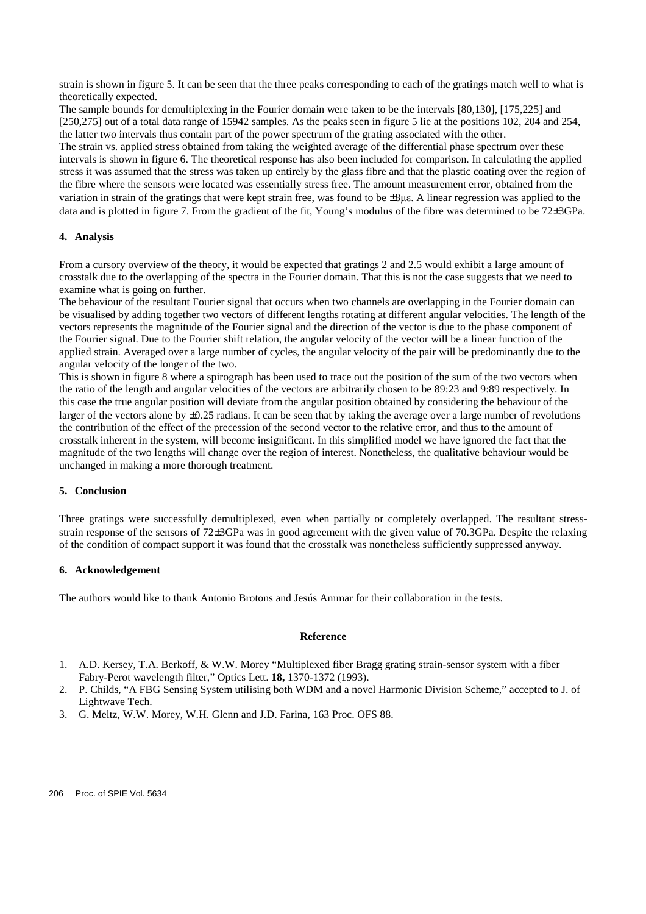strain is shown in figure 5. It can be seen that the three peaks corresponding to each of the gratings match well to what is theoretically expected.

The sample bounds for demultiplexing in the Fourier domain were taken to be the intervals [80,130], [175,225] and [250,275] out of a total data range of 15942 samples. As the peaks seen in figure 5 lie at the positions 102, 204 and 254, the latter two intervals thus contain part of the power spectrum of the grating associated with the other.

The strain vs. applied stress obtained from taking the weighted average of the differential phase spectrum over these intervals is shown in figure 6. The theoretical response has also been included for comparison. In calculating the applied stress it was assumed that the stress was taken up entirely by the glass fibre and that the plastic coating over the region of the fibre where the sensors were located was essentially stress free. The amount measurement error, obtained from the variation in strain of the gratings that were kept strain free, was found to be $\pm 8\mu\varepsilon$. A linear regression was applied to the data and is plotted in figure 7. From the gradient of the fit, Young's modulus of the fibre was determined to be 72±3GPa.

## 4. Analysis

From a cursory overview of the theory, it would be expected that gratings 2 and 2.5 would exhibit a large amount of crosstalk due to the overlapping of the spectra in the Fourier domain. That this is not the case suggests that we need to examine what is going on further.

The behaviour of the resultant Fourier signal that occurs when two channels are overlapping in the Fourier domain can be visualised by adding together two vectors of different lengths rotating at different angular velocities. The length of the vectors represents the magnitude of the Fourier signal and the direction of the vector is due to the phase component of the Fourier signal. Due to the Fourier shift relation, the angular velocity of the vector will be a linear function of the applied strain. Averaged over a large number of cycles, the angular velocity of the pair will be predominantly due to the angular velocity of the longer of the two.

This is shown in figure 8 where a spirograph has been used to trace out the position of the sum of the two vectors when the ratio of the length and angular velocities of the vectors are arbitrarily chosen to be 89:23 and 9:89 respectively. In this case the true angular position will deviate from the angular position obtained by considering the behaviour of the larger of the vectors alone by ±0.25 radians. It can be seen that by taking the average over a large number of revolutions the contribution of the effect of the precession of the second vector to the relative error, and thus to the amount of crosstalk inherent in the system, will become insignificant. In this simplified model we have ignored the fact that the magnitude of the two lengths will change over the region of interest. Nonetheless, the qualitative behaviour would be unchanged in making a more thorough treatment.

## 5. Conclusion

Three gratings were successfully demultiplexed, even when partially or completely overlapped. The resultant stress-strain response of the sensors of 72±3GPa was in good agreement with the given value of 70.3GPa. Despite the relaxing of the condition of compact support it was found that the crosstalk was nonetheless sufficiently suppressed anyway.

## 6. Acknowledgement

The authors would like to thank Antonio Brotons and Jesús Ammar for their collaboration in the tests.

## Reference

1. A.D. Kersey, T.A. Berkoff, & W.W. Morey "Multiplexed fiber Bragg grating strain-sensor system with a fiber Fabry-Perot wavelength filter," Optics Lett. **18,** 1370-1372 (1993).
2. P. Childs, "A FBG Sensing System utilising both WDM and a novel Harmonic Division Scheme," accepted to J. of Lightwave Tech.
3. G. Meltz, W.W. Morey, W.H. Glenn and J.D. Farina, 163 Proc. OFS 88.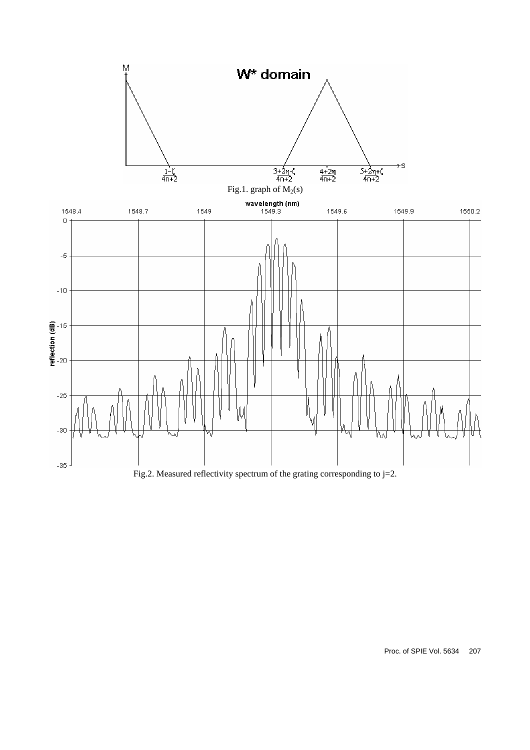Fig.1. graph of $M_2(s)$

Fig.2. Measured reflectivity spectrum of the grating corresponding to j=2.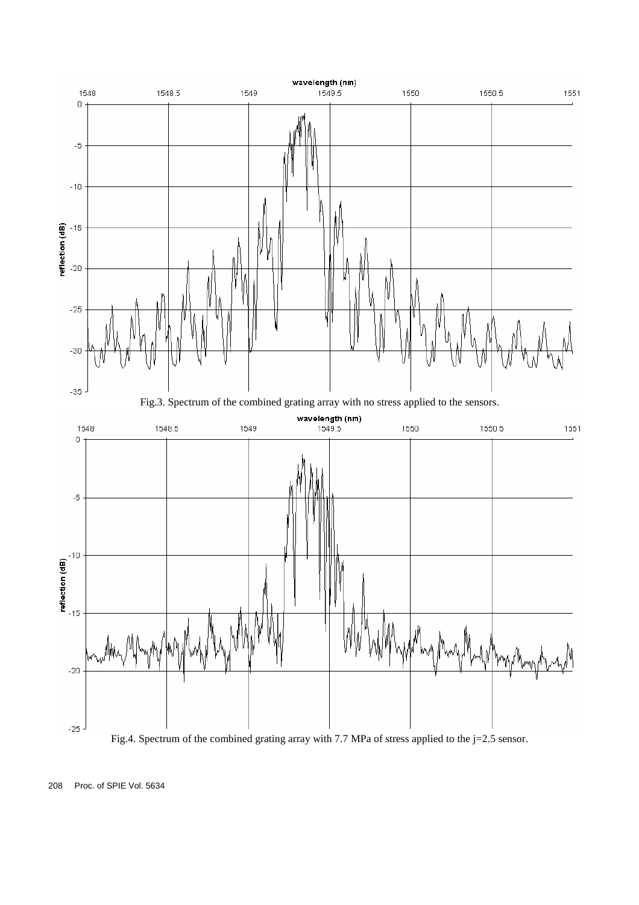Fig.3. Spectrum of the combined grating array with no stress applied to the sensors.

Fig.4. Spectrum of the combined grating array with 7.7 MPa of stress applied to the j=2.5 sensor.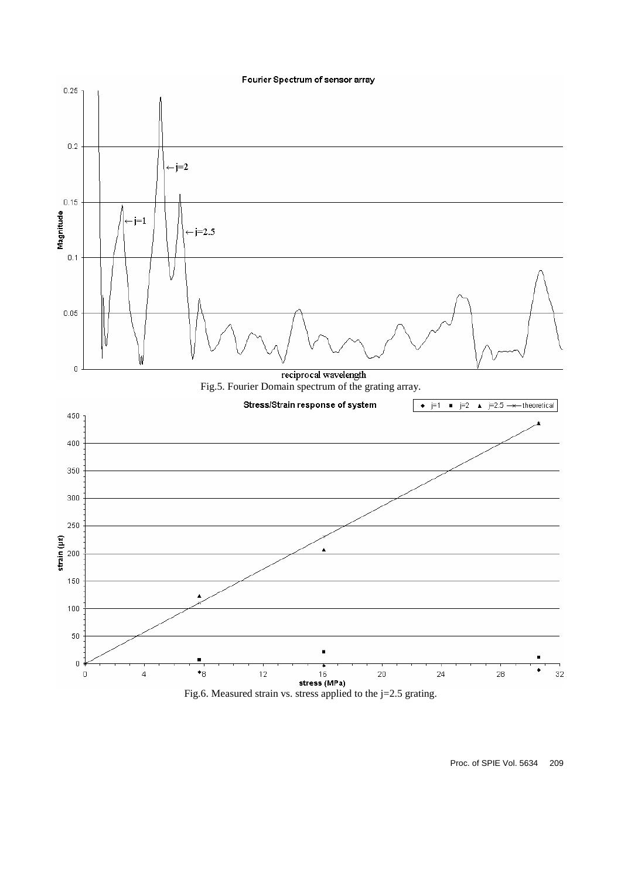Fig.5. Fourier Domain spectrum of the grating array.

Fig.6. Measured strain vs. stress applied to the j=2.5 grating.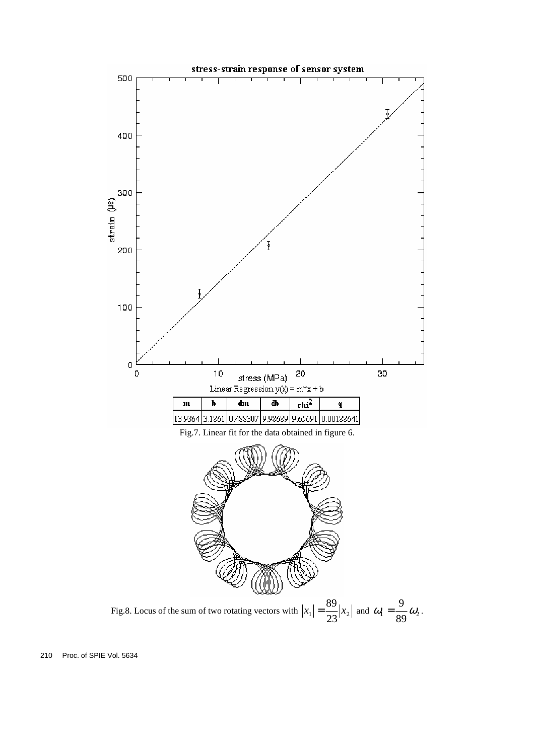stress-strain response of sensor system

strain (με)

500

400

300

200

100

0

0

10

20

30

stress (MPa)

Linear Regression y(x) = m*x + b

| m | b | dm | db | $chi^2$ | q |
|---|---|---|---|---|---|
| 13.9364 | 3.1861 | 0.488307 | 9.92689 | 9.65691 | 0.00188641 |

Fig.7. Linear fit for the data obtained in figure 6.

Fig.8. Locus of the sum of two rotating vectors with $|x_1| = \frac{89}{23}|x_2|$ and $\omega_1 = \frac{9}{89}\omega_2$.